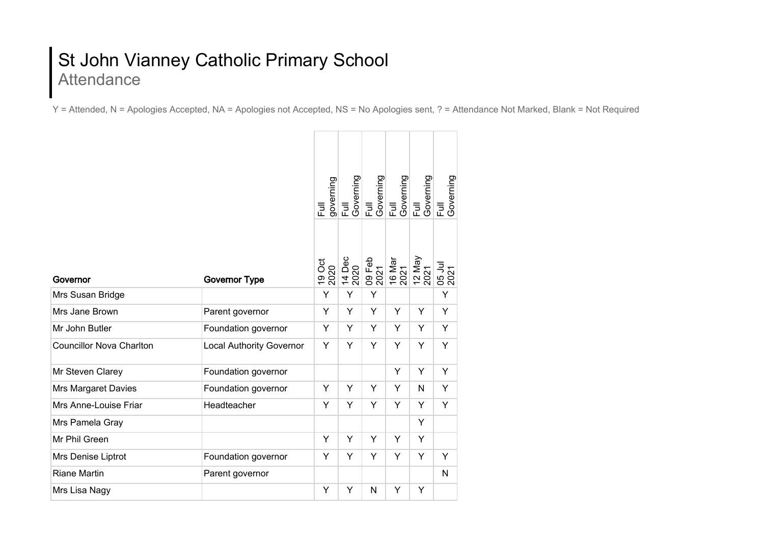# St John Vianney Catholic Primary School

## Attendance

Y = Attended, N = Apologies Accepted, NA = Apologies not Accepted, NS = No Apologies sent, ? = Attendance Not Marked, Blank = Not Required

| | | Full governing | Full Governing | Full Governing | Full Governing | Full Governing | Full Governing |
|---|---|---|---|---|---|---|---|
| **Governor** | **Governor Type** | 19 Oct 2020 | 14 Dec 2020 | 09 Feb 2021 | 16 Mar 2021 | 12 May 2021 | 05 Jul 2021 |
| Mrs Susan Bridge | | Y | Y | Y | | | Y |
| Mrs Jane Brown | Parent governor | Y | Y | Y | Y | Y | Y |
| Mr John Butler | Foundation governor | Y | Y | Y | Y | Y | Y |
| Councillor Nova Charlton | Local Authority Governor | Y | Y | Y | Y | Y | Y |
| Mr Steven Clarey | Foundation governor | | | | Y | Y | Y |
| Mrs Margaret Davies | Foundation governor | Y | Y | Y | Y | N | Y |
| Mrs Anne-Louise Friar | Headteacher | Y | Y | Y | Y | Y | Y |
| Mrs Pamela Gray | | | | | | Y | |
| Mr Phil Green | | Y | Y | Y | Y | Y | |
| Mrs Denise Liptrot | Foundation governor | Y | Y | Y | Y | Y | Y |
| Riane Martin | Parent governor | | | | | | N |
| Mrs Lisa Nagy | | Y | Y | N | Y | Y | |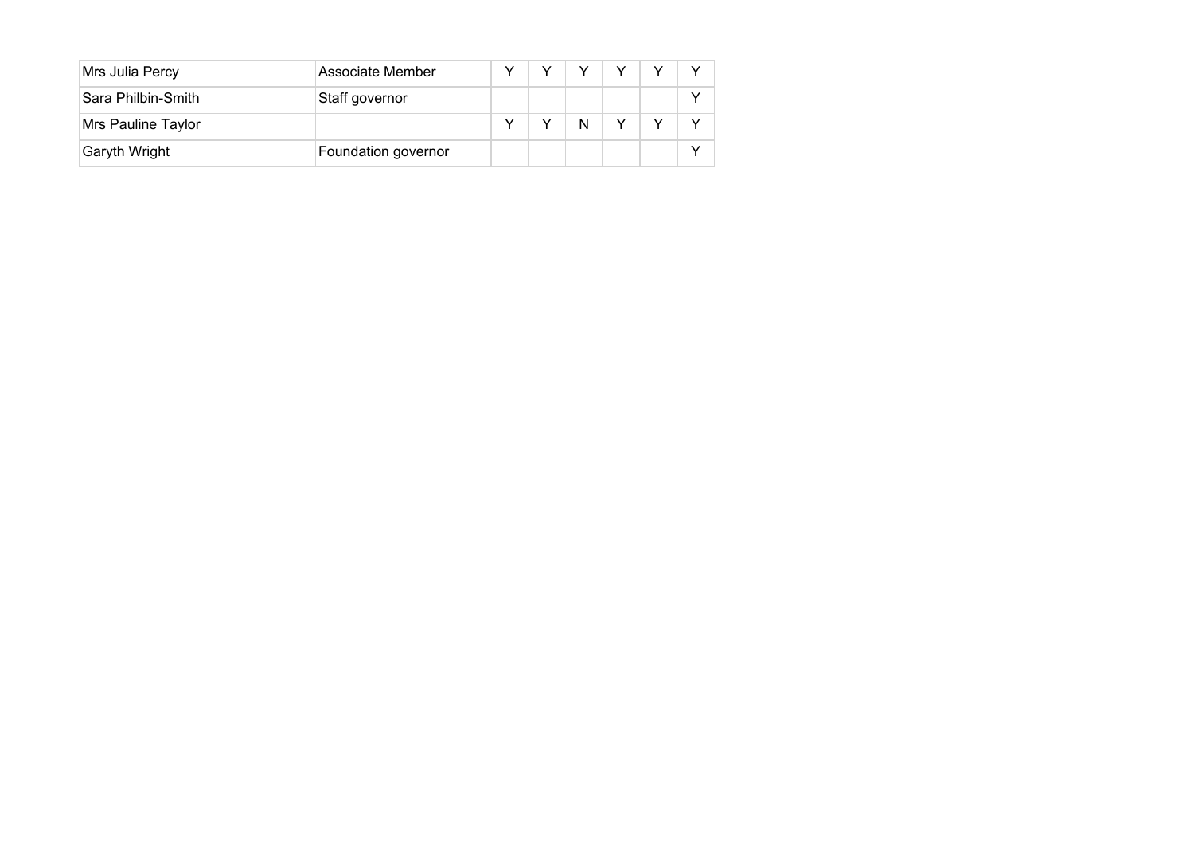| | | | | | | | |
|---|---|---|---|---|---|---|---|
| Mrs Julia Percy | Associate Member | Y | Y | Y | Y | Y | Y |
| Sara Philbin-Smith | Staff governor | | | | | | Y |
| Mrs Pauline Taylor | | Y | Y | N | Y | Y | Y |
| Garyth Wright | Foundation governor | | | | | | Y |